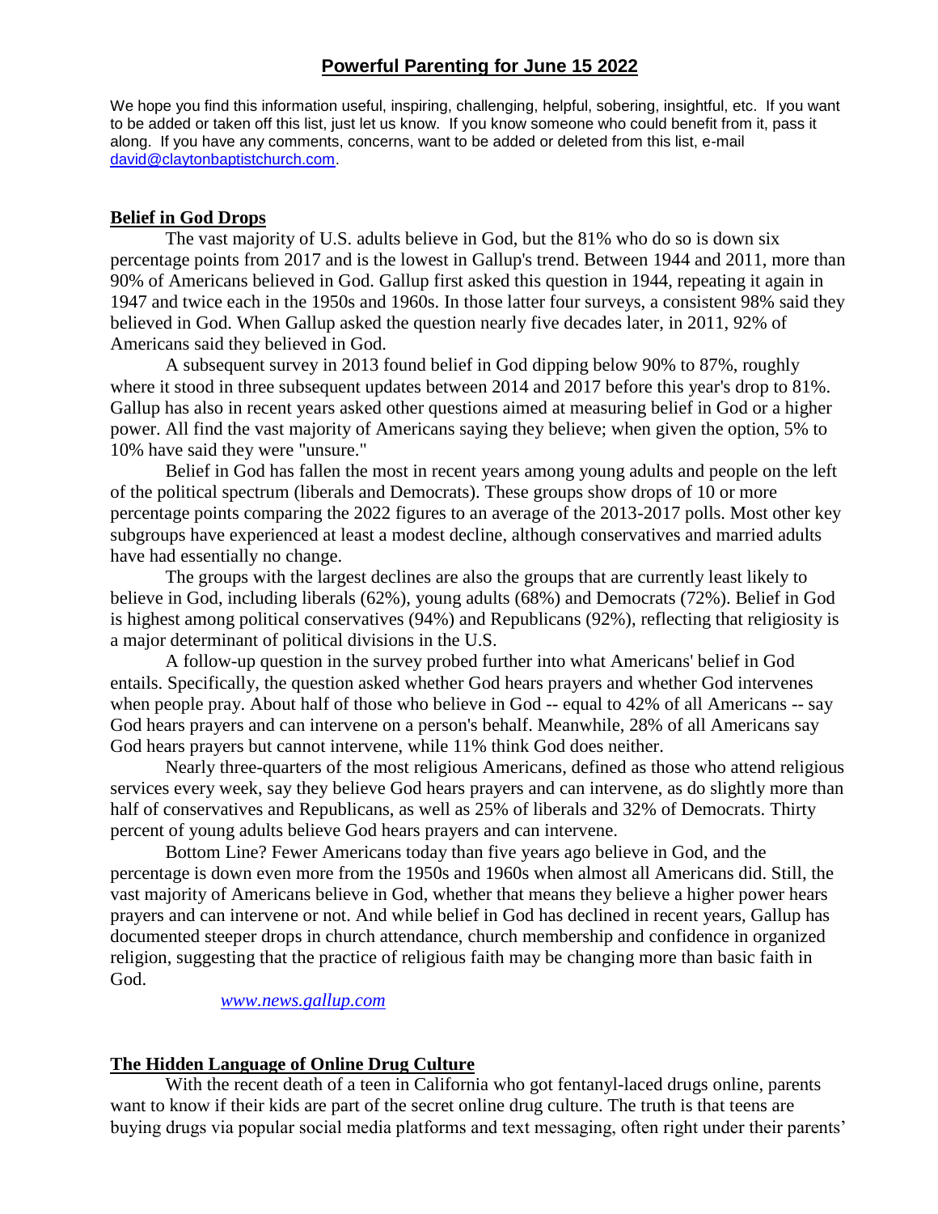# Powerful Parenting for June 15 2022

We hope you find this information useful, inspiring, challenging, helpful, sobering, insightful, etc. If you want to be added or taken off this list, just let us know. If you know someone who could benefit from it, pass it along. If you have any comments, concerns, want to be added or deleted from this list, e-mail david@claytonbaptistchurch.com.

## Belief in God Drops

The vast majority of U.S. adults believe in God, but the 81% who do so is down six percentage points from 2017 and is the lowest in Gallup's trend. Between 1944 and 2011, more than 90% of Americans believed in God. Gallup first asked this question in 1944, repeating it again in 1947 and twice each in the 1950s and 1960s. In those latter four surveys, a consistent 98% said they believed in God. When Gallup asked the question nearly five decades later, in 2011, 92% of Americans said they believed in God.

A subsequent survey in 2013 found belief in God dipping below 90% to 87%, roughly where it stood in three subsequent updates between 2014 and 2017 before this year's drop to 81%. Gallup has also in recent years asked other questions aimed at measuring belief in God or a higher power. All find the vast majority of Americans saying they believe; when given the option, 5% to 10% have said they were "unsure."

Belief in God has fallen the most in recent years among young adults and people on the left of the political spectrum (liberals and Democrats). These groups show drops of 10 or more percentage points comparing the 2022 figures to an average of the 2013-2017 polls. Most other key subgroups have experienced at least a modest decline, although conservatives and married adults have had essentially no change.

The groups with the largest declines are also the groups that are currently least likely to believe in God, including liberals (62%), young adults (68%) and Democrats (72%). Belief in God is highest among political conservatives (94%) and Republicans (92%), reflecting that religiosity is a major determinant of political divisions in the U.S.

A follow-up question in the survey probed further into what Americans' belief in God entails. Specifically, the question asked whether God hears prayers and whether God intervenes when people pray. About half of those who believe in God -- equal to 42% of all Americans -- say God hears prayers and can intervene on a person's behalf. Meanwhile, 28% of all Americans say God hears prayers but cannot intervene, while 11% think God does neither.

Nearly three-quarters of the most religious Americans, defined as those who attend religious services every week, say they believe God hears prayers and can intervene, as do slightly more than half of conservatives and Republicans, as well as 25% of liberals and 32% of Democrats. Thirty percent of young adults believe God hears prayers and can intervene.

Bottom Line? Fewer Americans today than five years ago believe in God, and the percentage is down even more from the 1950s and 1960s when almost all Americans did. Still, the vast majority of Americans believe in God, whether that means they believe a higher power hears prayers and can intervene or not. And while belief in God has declined in recent years, Gallup has documented steeper drops in church attendance, church membership and confidence in organized religion, suggesting that the practice of religious faith may be changing more than basic faith in God.

*www.news.gallup.com*

## The Hidden Language of Online Drug Culture

With the recent death of a teen in California who got fentanyl-laced drugs online, parents want to know if their kids are part of the secret online drug culture. The truth is that teens are buying drugs via popular social media platforms and text messaging, often right under their parents'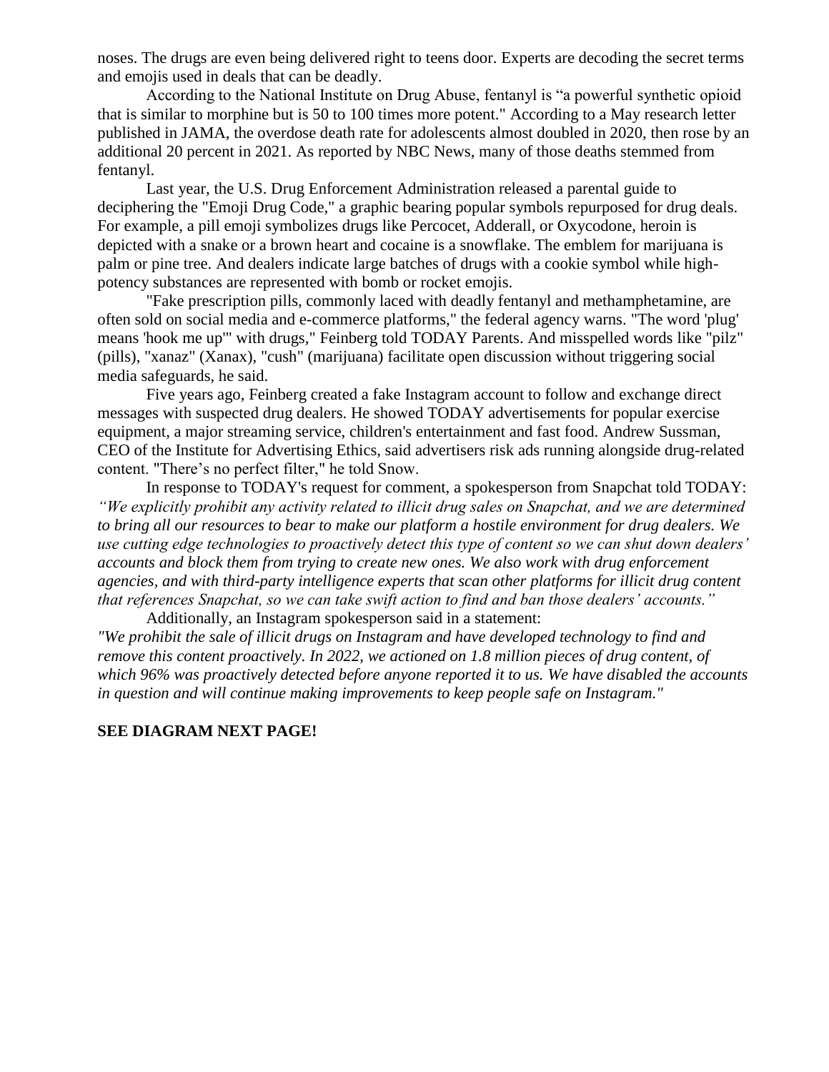noses. The drugs are even being delivered right to teens door. Experts are decoding the secret terms and emojis used in deals that can be deadly.

According to the National Institute on Drug Abuse, fentanyl is "a powerful synthetic opioid that is similar to morphine but is 50 to 100 times more potent." According to a May research letter published in JAMA, the overdose death rate for adolescents almost doubled in 2020, then rose by an additional 20 percent in 2021. As reported by NBC News, many of those deaths stemmed from fentanyl.

Last year, the U.S. Drug Enforcement Administration released a parental guide to deciphering the "Emoji Drug Code," a graphic bearing popular symbols repurposed for drug deals. For example, a pill emoji symbolizes drugs like Percocet, Adderall, or Oxycodone, heroin is depicted with a snake or a brown heart and cocaine is a snowflake. The emblem for marijuana is palm or pine tree. And dealers indicate large batches of drugs with a cookie symbol while high-potency substances are represented with bomb or rocket emojis.

"Fake prescription pills, commonly laced with deadly fentanyl and methamphetamine, are often sold on social media and e-commerce platforms," the federal agency warns. "The word 'plug' means 'hook me up'" with drugs," Feinberg told TODAY Parents. And misspelled words like "pilz" (pills), "xanaz" (Xanax), "cush" (marijuana) facilitate open discussion without triggering social media safeguards, he said.

Five years ago, Feinberg created a fake Instagram account to follow and exchange direct messages with suspected drug dealers. He showed TODAY advertisements for popular exercise equipment, a major streaming service, children's entertainment and fast food. Andrew Sussman, CEO of the Institute for Advertising Ethics, said advertisers risk ads running alongside drug-related content. "There's no perfect filter," he told Snow.

In response to TODAY's request for comment, a spokesperson from Snapchat told TODAY: *"We explicitly prohibit any activity related to illicit drug sales on Snapchat, and we are determined to bring all our resources to bear to make our platform a hostile environment for drug dealers. We use cutting edge technologies to proactively detect this type of content so we can shut down dealers' accounts and block them from trying to create new ones. We also work with drug enforcement agencies, and with third-party intelligence experts that scan other platforms for illicit drug content that references Snapchat, so we can take swift action to find and ban those dealers' accounts."*

Additionally, an Instagram spokesperson said in a statement:
*"We prohibit the sale of illicit drugs on Instagram and have developed technology to find and remove this content proactively. In 2022, we actioned on 1.8 million pieces of drug content, of which 96% was proactively detected before anyone reported it to us. We have disabled the accounts in question and will continue making improvements to keep people safe on Instagram."*

**SEE DIAGRAM NEXT PAGE!**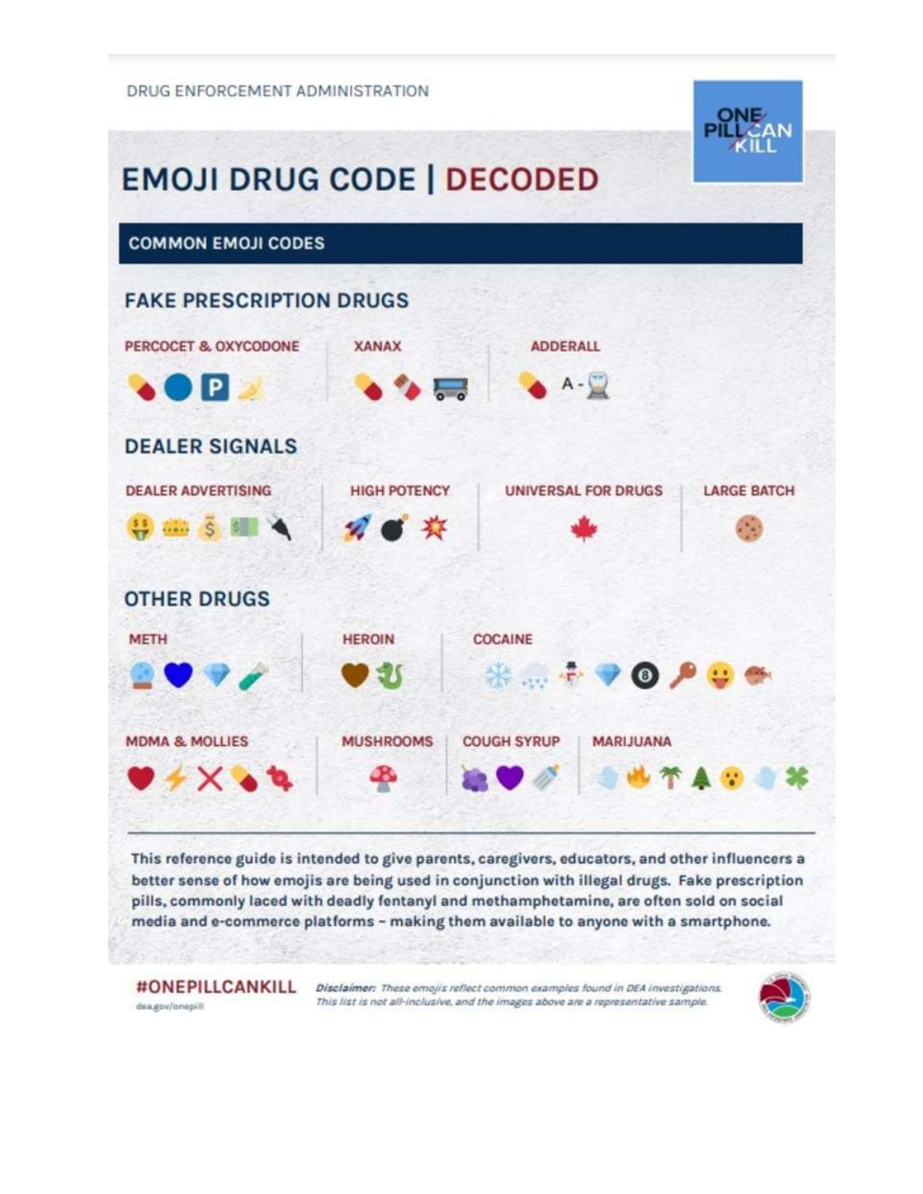DRUG ENFORCEMENT ADMINISTRATION

ONE PILL CAN KILL

# EMOJI DRUG CODE | DECODED

## COMMON EMOJI CODES

### FAKE PRESCRIPTION DRUGS

**PERCOCET & OXYCODONE**

💊 🔵 🅿️ 🍌

**XANAX**

💊 🍫 🚌

**ADDERALL**

💊 A-🚊

### DEALER SIGNALS

**DEALER ADVERTISING**

🤑 👑 💰 💵 🔌

**HIGH POTENCY**

🚀 💣 💥

**UNIVERSAL FOR DRUGS**

🍁

**LARGE BATCH**

🍪

### OTHER DRUGS

**METH**

🔮 💙 💎 🧪

**HEROIN**

🤎 🐉

**COCAINE**

❄️ 🌨️ ⛄ 💎 🎱 🔑 😛 🐡

**MDMA & MOLLIES**

❤️ ⚡ ❌ 💊 🍬

**MUSHROOMS**

🍄

**COUGH SYRUP**

🍇 💜 🍼

**MARIJUANA**

💨 🔥 🌴 🌲 😮 💨 🍀

This reference guide is intended to give parents, caregivers, educators, and other influencers a better sense of how emojis are being used in conjunction with illegal drugs. Fake prescription pills, commonly laced with deadly fentanyl and methamphetamine, are often sold on social media and e-commerce platforms – making them available to anyone with a smartphone.

**#ONEPILLCANKILL**

dea.gov/onepill

***Disclaimer:*** *These emojis reflect common examples found in DEA investigations. This list is not all-inclusive, and the images above are a representative sample.*